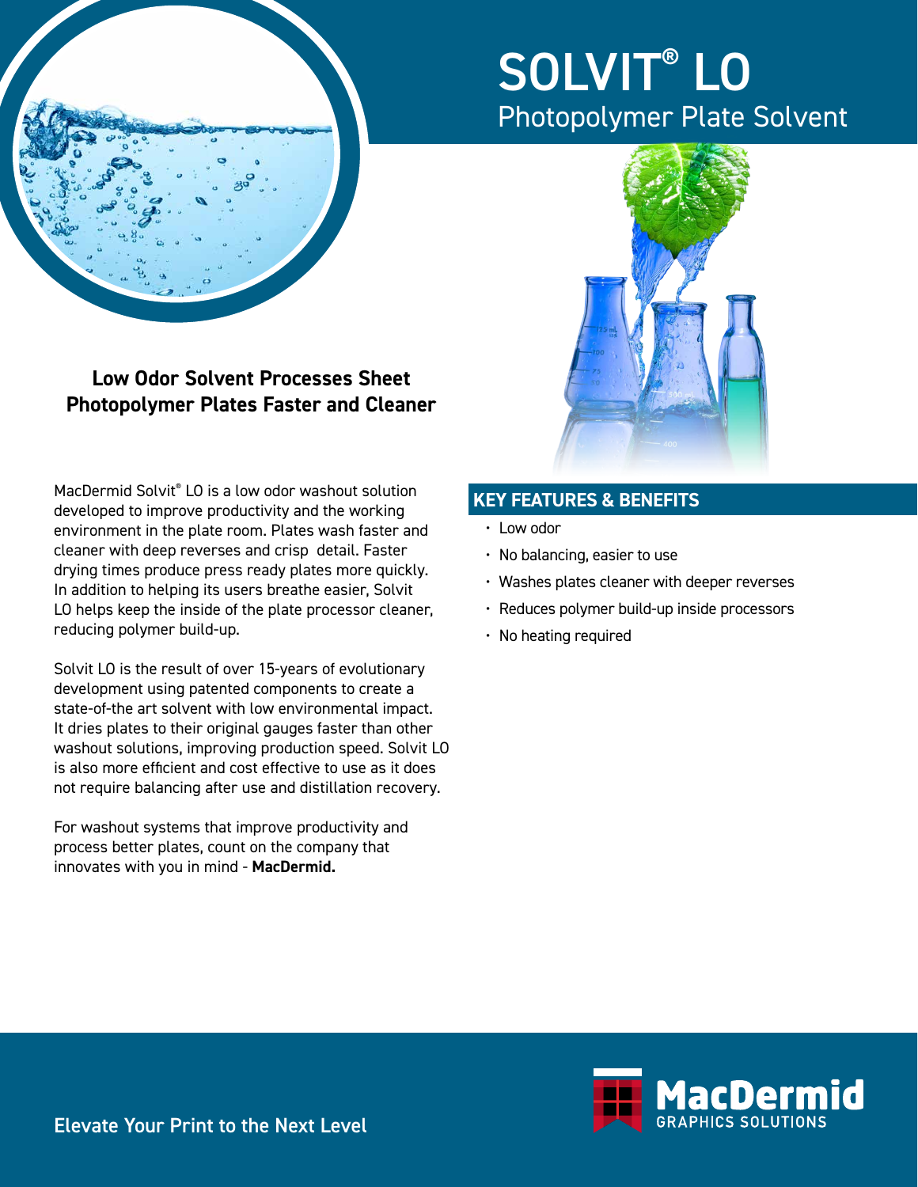# SOLVIT® LO

## Photopolymer Plate Solvent

### Low Odor Solvent Processes Sheet Photopolymer Plates Faster and Cleaner

MacDermid Solvit® LO is a low odor washout solution developed to improve productivity and the working environment in the plate room. Plates wash faster and cleaner with deep reverses and crisp detail. Faster drying times produce press ready plates more quickly. In addition to helping its users breathe easier, Solvit LO helps keep the inside of the plate processor cleaner, reducing polymer build-up.

Solvit LO is the result of over 15-years of evolutionary development using patented components to create a state-of-the art solvent with low environmental impact. It dries plates to their original gauges faster than other washout solutions, improving production speed. Solvit LO is also more efficient and cost effective to use as it does not require balancing after use and distillation recovery.

For washout systems that improve productivity and process better plates, count on the company that innovates with you in mind - **MacDermid.**

## KEY FEATURES & BENEFITS

- Low odor
- No balancing, easier to use
- Washes plates cleaner with deeper reverses
- Reduces polymer build-up inside processors
- No heating required

Elevate Your Print to the Next Level

MacDermid GRAPHICS SOLUTIONS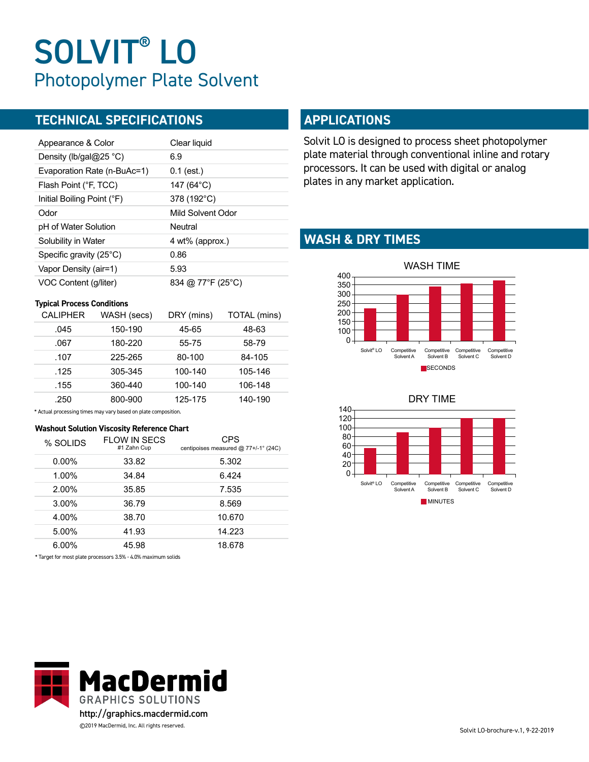# SOLVIT® LO

## Photopolymer Plate Solvent

## TECHNICAL SPECIFICATIONS

| | |
|---|---|
| Appearance & Color | Clear liquid |
| Density (lb/gal@25 °C) | 6.9 |
| Evaporation Rate (n-BuAc=1) | 0.1 (est.) |
| Flash Point (°F, TCC) | 147 (64°C) |
| Initial Boiling Point (°F) | 378 (192°C) |
| Odor | Mild Solvent Odor |
| pH of Water Solution | Neutral |
| Solubility in Water | 4 wt% (approx.) |
| Specific gravity (25°C) | 0.86 |
| Vapor Density (air=1) | 5.93 |
| VOC Content (g/liter) | 834 @ 77°F (25°C) |

**Typical Process Conditions**

| CALIPHER | WASH (secs) | DRY (mins) | TOTAL (mins) |
|---|---|---|---|
| .045 | 150-190 | 45-65 | 48-63 |
| .067 | 180-220 | 55-75 | 58-79 |
| .107 | 225-265 | 80-100 | 84-105 |
| .125 | 305-345 | 100-140 | 105-146 |
| .155 | 360-440 | 100-140 | 106-148 |
| .250 | 800-900 | 125-175 | 140-190 |

* Actual processing times may vary based on plate composition.

**Washout Solution Viscosity Reference Chart**

| % SOLIDS | FLOW IN SECS #1 Zahn Cup | CPS centipoises measured @ 77+/-1° (24C) |
|---|---|---|
| 0.00% | 33.82 | 5.302 |
| 1.00% | 34.84 | 6.424 |
| 2.00% | 35.85 | 7.535 |
| 3.00% | 36.79 | 8.569 |
| 4.00% | 38.70 | 10.670 |
| 5.00% | 41.93 | 14.223 |
| 6.00% | 45.98 | 18.678 |

* Target for most plate processors 3.5% - 4.0% maximum solids

## APPLICATIONS

Solvit LO is designed to process sheet photopolymer plate material through conventional inline and rotary processors. It can be used with digital or analog plates in any market application.

## WASH & DRY TIMES

WASH TIME

400
350
300
250
200
150
100
0

Solvit® LO
Competitive Solvent A
Competitive Solvent B
Competitive Solvent C
Competitive Solvent D

SECONDS

DRY TIME

140
120
100
80
60
40
20
0

Solvit® LO
Competitive Solvent A
Competitive Solvent B
Competitive Solvent C
Competitive Solvent D

MINUTES

MacDermid
GRAPHICS SOLUTIONS
http://graphics.macdermid.com
©2019 MacDermid, Inc. All rights reserved.

Solvit LO-brochure-v.1, 9-22-2019